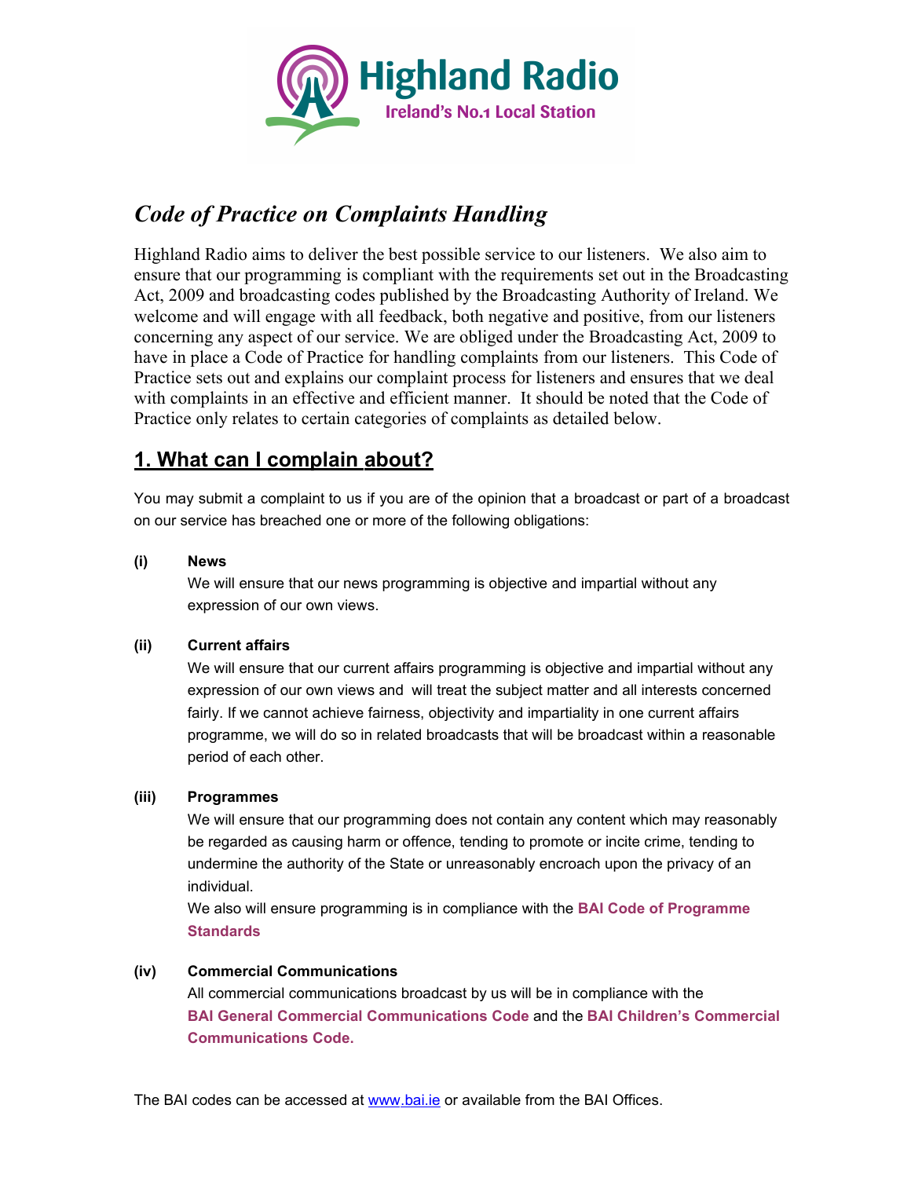# Code of Practice on Complaints Handling

Highland Radio aims to deliver the best possible service to our listeners. We also aim to ensure that our programming is compliant with the requirements set out in the Broadcasting Act, 2009 and broadcasting codes published by the Broadcasting Authority of Ireland. We welcome and will engage with all feedback, both negative and positive, from our listeners concerning any aspect of our service. We are obliged under the Broadcasting Act, 2009 to have in place a Code of Practice for handling complaints from our listeners. This Code of Practice sets out and explains our complaint process for listeners and ensures that we deal with complaints in an effective and efficient manner. It should be noted that the Code of Practice only relates to certain categories of complaints as detailed below.

## 1. What can I complain about?

You may submit a complaint to us if you are of the opinion that a broadcast or part of a broadcast on our service has breached one or more of the following obligations:

**(i) News**

We will ensure that our news programming is objective and impartial without any expression of our own views.

**(ii) Current affairs**

We will ensure that our current affairs programming is objective and impartial without any expression of our own views and will treat the subject matter and all interests concerned fairly. If we cannot achieve fairness, objectivity and impartiality in one current affairs programme, we will do so in related broadcasts that will be broadcast within a reasonable period of each other.

**(iii) Programmes**

We will ensure that our programming does not contain any content which may reasonably be regarded as causing harm or offence, tending to promote or incite crime, tending to undermine the authority of the State or unreasonably encroach upon the privacy of an individual.

We also will ensure programming is in compliance with the **BAI Code of Programme Standards**

**(iv) Commercial Communications**

All commercial communications broadcast by us will be in compliance with the **BAI General Commercial Communications Code** and the **BAI Children's Commercial Communications Code.**

The BAI codes can be accessed at www.bai.ie or available from the BAI Offices.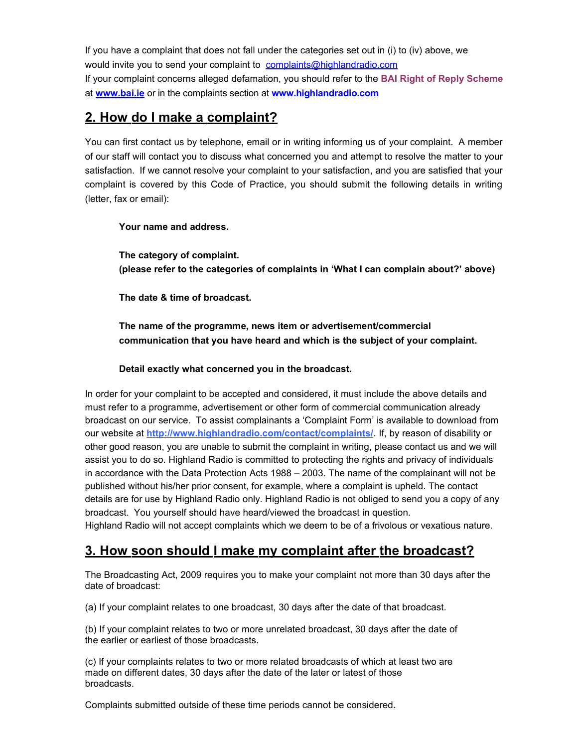If you have a complaint that does not fall under the categories set out in (i) to (iv) above, we would invite you to send your complaint to complaints@highlandradio.com
If your complaint concerns alleged defamation, you should refer to the **BAI Right of Reply Scheme** at **www.bai.ie** or in the complaints section at **www.highlandradio.com**

## 2. How do I make a complaint?

You can first contact us by telephone, email or in writing informing us of your complaint. A member of our staff will contact you to discuss what concerned you and attempt to resolve the matter to your satisfaction. If we cannot resolve your complaint to your satisfaction, and you are satisfied that your complaint is covered by this Code of Practice, you should submit the following details in writing (letter, fax or email):

> **Your name and address.**
>
> **The category of complaint.**
> **(please refer to the categories of complaints in 'What I can complain about?' above)**
>
> **The date & time of broadcast.**
>
> **The name of the programme, news item or advertisement/commercial communication that you have heard and which is the subject of your complaint.**
>
> **Detail exactly what concerned you in the broadcast.**

In order for your complaint to be accepted and considered, it must include the above details and must refer to a programme, advertisement or other form of commercial communication already broadcast on our service. To assist complainants a 'Complaint Form' is available to download from our website at **http://www.highlandradio.com/contact/complaints/**. If, by reason of disability or other good reason, you are unable to submit the complaint in writing, please contact us and we will assist you to do so. Highland Radio is committed to protecting the rights and privacy of individuals in accordance with the Data Protection Acts 1988 – 2003. The name of the complainant will not be published without his/her prior consent, for example, where a complaint is upheld. The contact details are for use by Highland Radio only. Highland Radio is not obliged to send you a copy of any broadcast. You yourself should have heard/viewed the broadcast in question.
Highland Radio will not accept complaints which we deem to be of a frivolous or vexatious nature.

## 3. How soon should I make my complaint after the broadcast?

The Broadcasting Act, 2009 requires you to make your complaint not more than 30 days after the date of broadcast:

(a) If your complaint relates to one broadcast, 30 days after the date of that broadcast.

(b) If your complaint relates to two or more unrelated broadcast, 30 days after the date of the earlier or earliest of those broadcasts.

(c) If your complaints relates to two or more related broadcasts of which at least two are made on different dates, 30 days after the date of the later or latest of those broadcasts.

Complaints submitted outside of these time periods cannot be considered.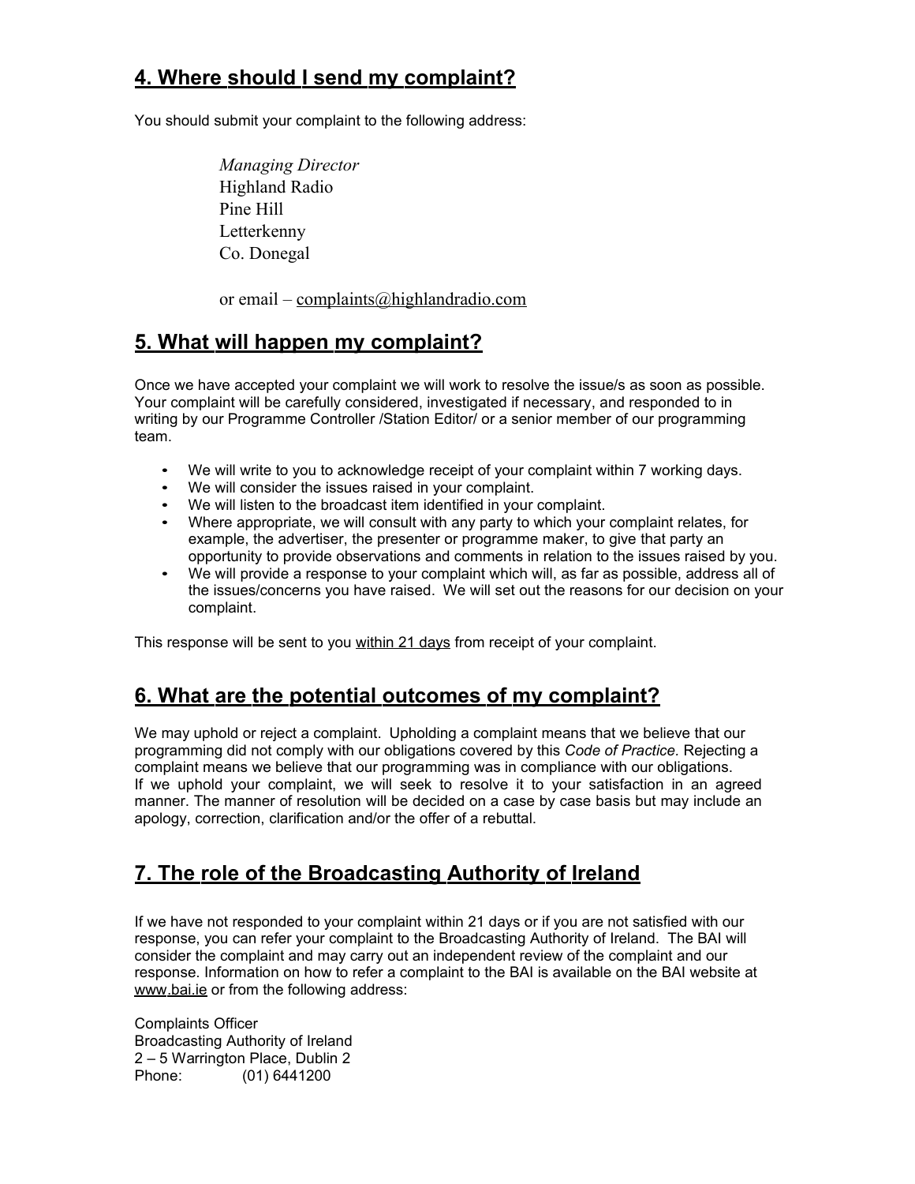## 4. Where should I send my complaint?

You should submit your complaint to the following address:

> *Managing Director*
> Highland Radio
> Pine Hill
> Letterkenny
> Co. Donegal
>
> or email – complaints@highlandradio.com

## 5. What will happen my complaint?

Once we have accepted your complaint we will work to resolve the issue/s as soon as possible. Your complaint will be carefully considered, investigated if necessary, and responded to in writing by our Programme Controller /Station Editor/ or a senior member of our programming team.

- We will write to you to acknowledge receipt of your complaint within 7 working days.
- We will consider the issues raised in your complaint.
- We will listen to the broadcast item identified in your complaint.
- Where appropriate, we will consult with any party to which your complaint relates, for example, the advertiser, the presenter or programme maker, to give that party an opportunity to provide observations and comments in relation to the issues raised by you.
- We will provide a response to your complaint which will, as far as possible, address all of the issues/concerns you have raised. We will set out the reasons for our decision on your complaint.

This response will be sent to you within 21 days from receipt of your complaint.

## 6. What are the potential outcomes of my complaint?

We may uphold or reject a complaint. Upholding a complaint means that we believe that our programming did not comply with our obligations covered by this *Code of Practice*. Rejecting a complaint means we believe that our programming was in compliance with our obligations.
If we uphold your complaint, we will seek to resolve it to your satisfaction in an agreed manner. The manner of resolution will be decided on a case by case basis but may include an apology, correction, clarification and/or the offer of a rebuttal.

## 7. The role of the Broadcasting Authority of Ireland

If we have not responded to your complaint within 21 days or if you are not satisfied with our response, you can refer your complaint to the Broadcasting Authority of Ireland. The BAI will consider the complaint and may carry out an independent review of the complaint and our response. Information on how to refer a complaint to the BAI is available on the BAI website at www.bai.ie or from the following address:

Complaints Officer
Broadcasting Authority of Ireland
2 – 5 Warrington Place, Dublin 2
Phone: (01) 6441200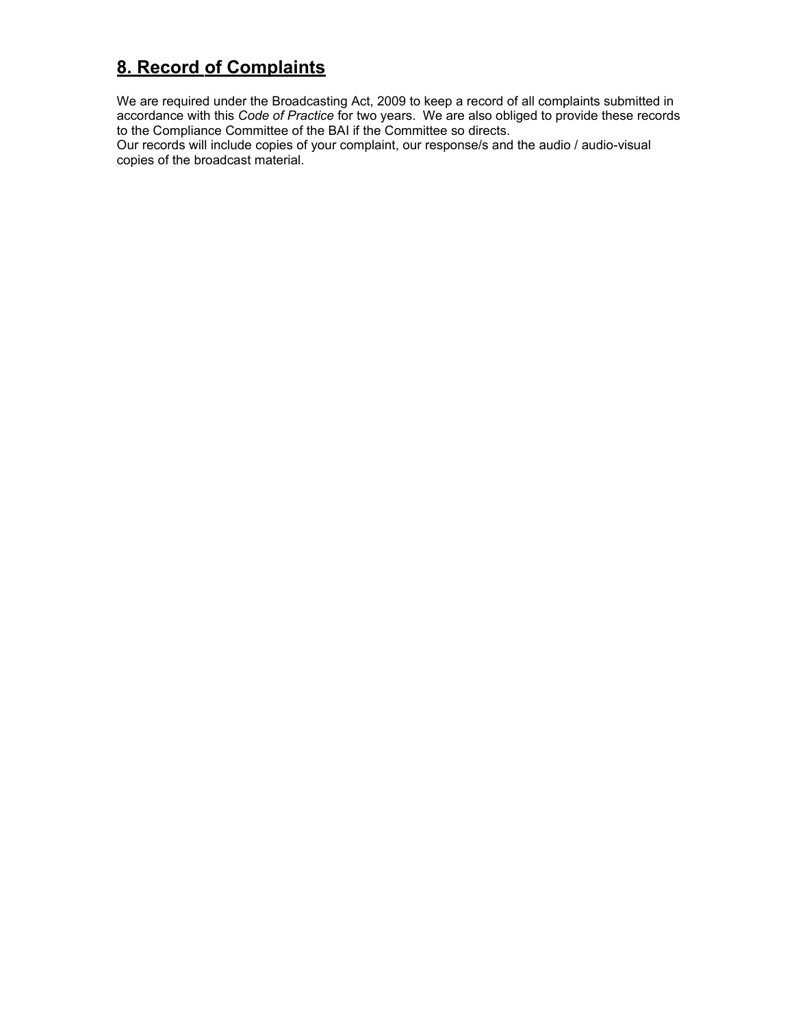## 8. Record of Complaints

We are required under the Broadcasting Act, 2009 to keep a record of all complaints submitted in accordance with this *Code of Practice* for two years. We are also obliged to provide these records to the Compliance Committee of the BAI if the Committee so directs.
Our records will include copies of your complaint, our response/s and the audio / audio-visual copies of the broadcast material.